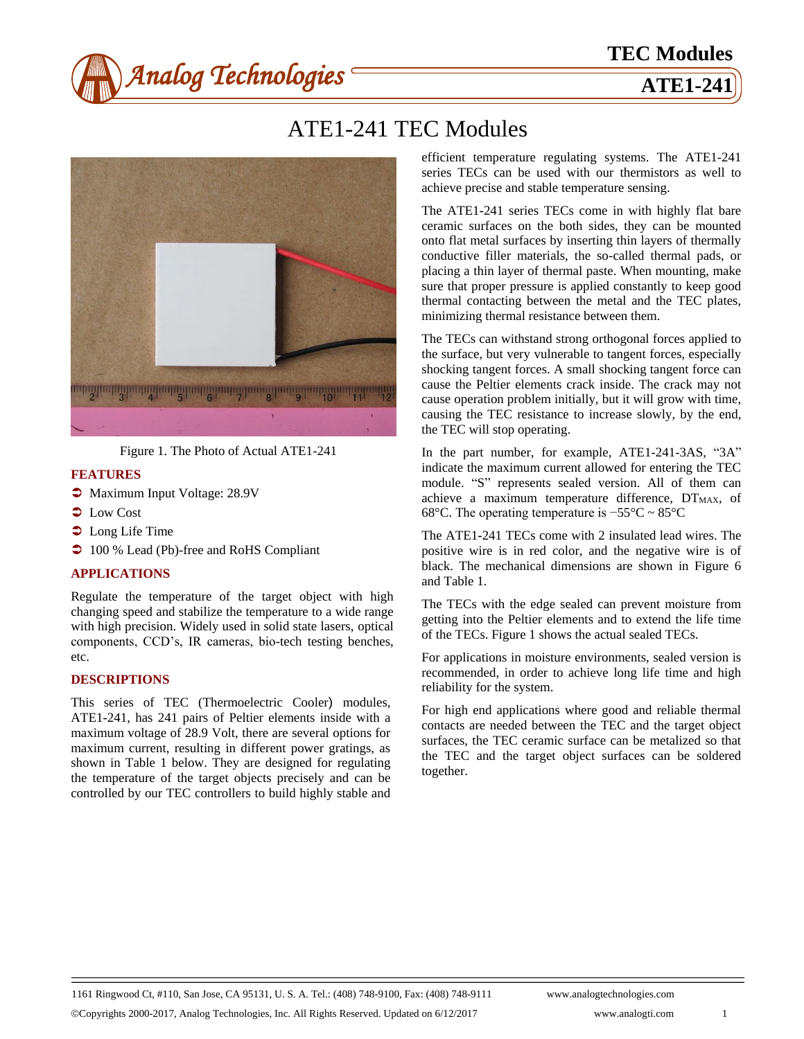# ATE1-241 TEC Modules

Figure 1. The Photo of Actual ATE1-241

## FEATURES

- Maximum Input Voltage: 28.9V
- Low Cost
- Long Life Time
- 100 % Lead (Pb)-free and RoHS Compliant

## APPLICATIONS

Regulate the temperature of the target object with high changing speed and stabilize the temperature to a wide range with high precision. Widely used in solid state lasers, optical components, CCD's, IR cameras, bio-tech testing benches, etc.

## DESCRIPTIONS

This series of TEC (Thermoelectric Cooler) modules, ATE1-241, has 241 pairs of Peltier elements inside with a maximum voltage of 28.9 Volt, there are several options for maximum current, resulting in different power gratings, as shown in Table 1 below. They are designed for regulating the temperature of the target objects precisely and can be controlled by our TEC controllers to build highly stable and efficient temperature regulating systems. The ATE1-241 series TECs can be used with our thermistors as well to achieve precise and stable temperature sensing.

The ATE1-241 series TECs come in with highly flat bare ceramic surfaces on the both sides, they can be mounted onto flat metal surfaces by inserting thin layers of thermally conductive filler materials, the so-called thermal pads, or placing a thin layer of thermal paste. When mounting, make sure that proper pressure is applied constantly to keep good thermal contacting between the metal and the TEC plates, minimizing thermal resistance between them.

The TECs can withstand strong orthogonal forces applied to the surface, but very vulnerable to tangent forces, especially shocking tangent forces. A small shocking tangent force can cause the Peltier elements crack inside. The crack may not cause operation problem initially, but it will grow with time, causing the TEC resistance to increase slowly, by the end, the TEC will stop operating.

In the part number, for example, ATE1-241-3AS, "3A" indicate the maximum current allowed for entering the TEC module. "S" represents sealed version. All of them can achieve a maximum temperature difference, $DT_{MAX}$, of 68°C. The operating temperature is −55°C ~ 85°C

The ATE1-241 TECs come with 2 insulated lead wires. The positive wire is in red color, and the negative wire is of black. The mechanical dimensions are shown in Figure 6 and Table 1.

The TECs with the edge sealed can prevent moisture from getting into the Peltier elements and to extend the life time of the TECs. Figure 1 shows the actual sealed TECs.

For applications in moisture environments, sealed version is recommended, in order to achieve long life time and high reliability for the system.

For high end applications where good and reliable thermal contacts are needed between the TEC and the target object surfaces, the TEC ceramic surface can be metalized so that the TEC and the target object surfaces can be soldered together.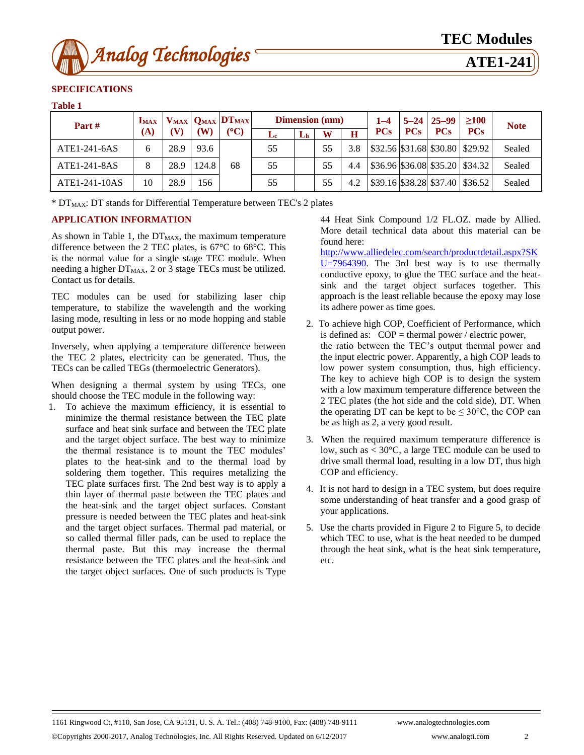## SPECIFICATIONS

**Table 1**

| Part # | $I_{MAX}$ (A) | $V_{MAX}$ (V) | $Q_{MAX}$ (W) | $DT_{MAX}$ (°C) | Dimension (mm) | | | | 1–4 PCs | 5–24 PCs | 25–99 PCs | ≥100 PCs | Note |
|---|---|---|---|---|---|---|---|---|---|---|---|---|---|
| | | | | | $L_c$ | $L_h$ | W | H | | | | | |
| ATE1-241-6AS | 6 | 28.9 | 93.6 | 68 | 55 | | 55 | 3.8 | $32.56 | $31.68 | $30.80 | $29.92 | Sealed |
| ATE1-241-8AS | 8 | 28.9 | 124.8 | | 55 | | 55 | 4.4 | $36.96 | $36.08 | $35.20 | $34.32 | Sealed |
| ATE1-241-10AS | 10 | 28.9 | 156 | | 55 | | 55 | 4.2 | $39.16 | $38.28 | $37.40 | $36.52 | Sealed |

* $DT_{MAX}$: DT stands for Differential Temperature between TEC's 2 plates

## APPLICATION INFORMATION

As shown in Table 1, the $DT_{MAX}$, the maximum temperature difference between the 2 TEC plates, is 67°C to 68°C. This is the normal value for a single stage TEC module. When needing a higher $DT_{MAX}$, 2 or 3 stage TECs must be utilized. Contact us for details.

TEC modules can be used for stabilizing laser chip temperature, to stabilize the wavelength and the working lasing mode, resulting in less or no mode hopping and stable output power.

Inversely, when applying a temperature difference between the TEC 2 plates, electricity can be generated. Thus, the TECs can be called TEGs (thermoelectric Generators).

When designing a thermal system by using TECs, one should choose the TEC module in the following way:

1. To achieve the maximum efficiency, it is essential to minimize the thermal resistance between the TEC plate surface and heat sink surface and between the TEC plate and the target object surface. The best way to minimize the thermal resistance is to mount the TEC modules' plates to the heat-sink and to the thermal load by soldering them together. This requires metalizing the TEC plate surfaces first. The 2nd best way is to apply a thin layer of thermal paste between the TEC plates and the heat-sink and the target object surfaces. Constant pressure is needed between the TEC plates and heat-sink and the target object surfaces. Thermal pad material, or so called thermal filler pads, can be used to replace the thermal paste. But this may increase the thermal resistance between the TEC plates and the heat-sink and the target object surfaces. One of such products is Type 44 Heat Sink Compound 1/2 FL.OZ. made by Allied. More detail technical data about this material can be found here: http://www.alliedelec.com/search/productdetail.aspx?SKU=7964390. The 3rd best way is to use thermally conductive epoxy, to glue the TEC surface and the heat-sink and the target object surfaces together. This approach is the least reliable because the epoxy may lose its adhere power as time goes.
2. To achieve high COP, Coefficient of Performance, which is defined as: COP = thermal power / electric power, the ratio between the TEC's output thermal power and the input electric power. Apparently, a high COP leads to low power system consumption, thus, high efficiency. The key to achieve high COP is to design the system with a low maximum temperature difference between the 2 TEC plates (the hot side and the cold side), DT. When the operating DT can be kept to be ≤ 30°C, the COP can be as high as 2, a very good result.
3. When the required maximum temperature difference is low, such as < 30°C, a large TEC module can be used to drive small thermal load, resulting in a low DT, thus high COP and efficiency.
4. It is not hard to design in a TEC system, but does require some understanding of heat transfer and a good grasp of your applications.
5. Use the charts provided in Figure 2 to Figure 5, to decide which TEC to use, what is the heat needed to be dumped through the heat sink, what is the heat sink temperature, etc.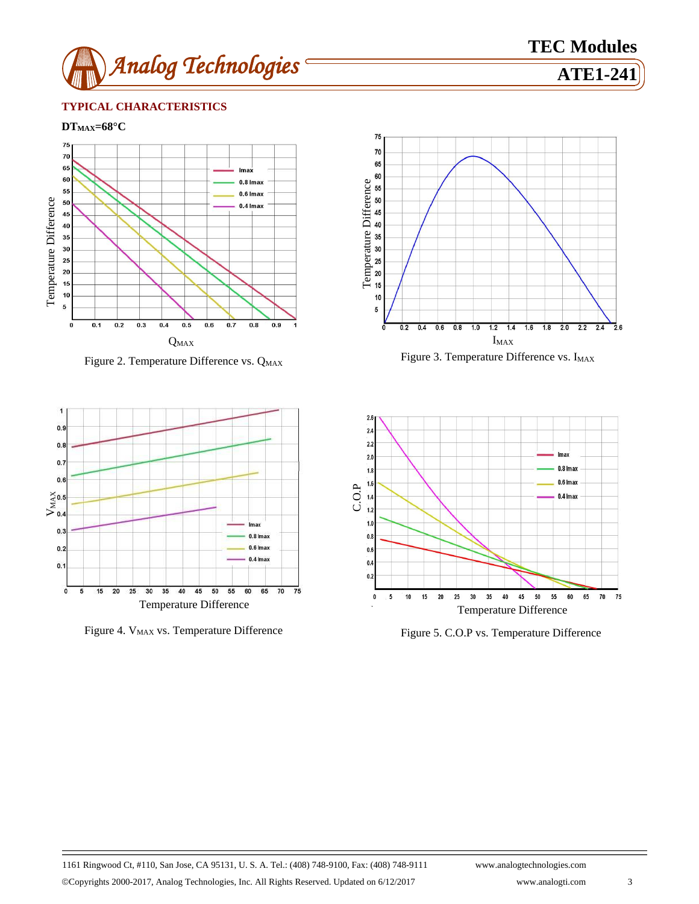## TYPICAL CHARACTERISTICS

**$DT_{MAX}$=68°C**

Figure 2. Temperature Difference vs. $Q_{MAX}$

Figure 3. Temperature Difference vs. $I_{MAX}$

Figure 4. $V_{MAX}$ vs. Temperature Difference

Figure 5. C.O.P vs. Temperature Difference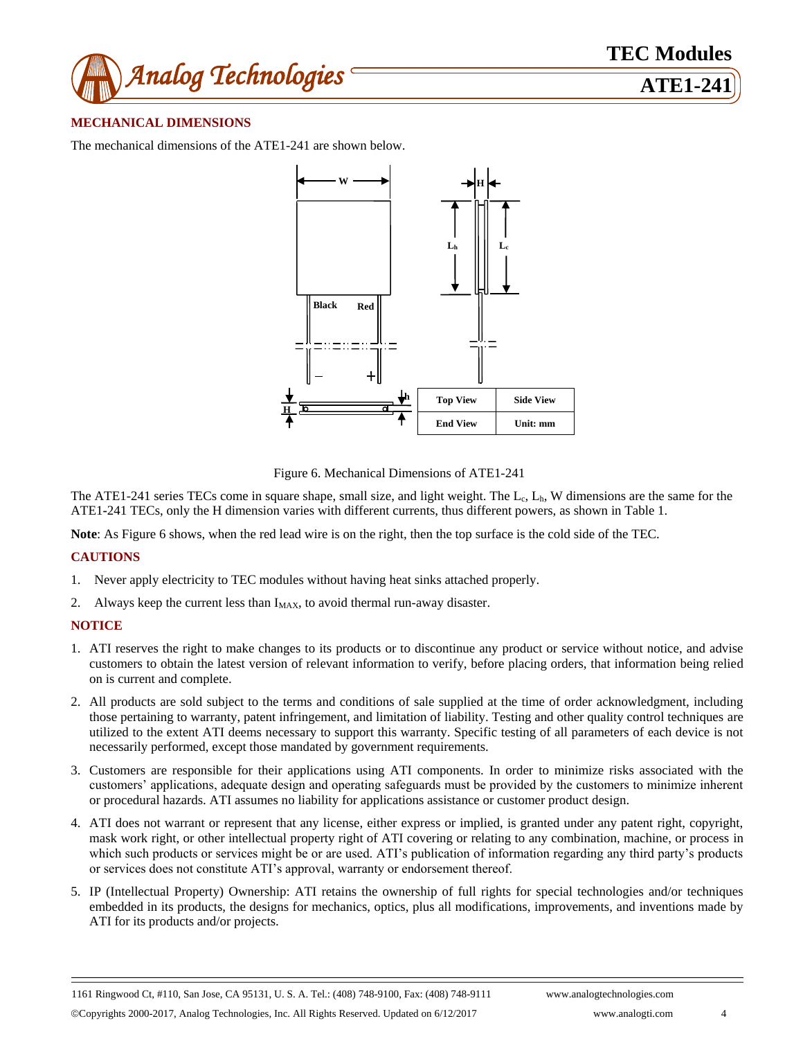## MECHANICAL DIMENSIONS

The mechanical dimensions of the ATE1-241 are shown below.

W

H

$L_h$

$L_c$

Black

Red

−

+

H

h

| Top View | Side View |
|---|---|
| End View | Unit: mm |

Figure 6. Mechanical Dimensions of ATE1-241

The ATE1-241 series TECs come in square shape, small size, and light weight. The $L_c$, $L_h$, W dimensions are the same for the ATE1-241 TECs, only the H dimension varies with different currents, thus different powers, as shown in Table 1.

**Note**: As Figure 6 shows, when the red lead wire is on the right, then the top surface is the cold side of the TEC.

## CAUTIONS

1. Never apply electricity to TEC modules without having heat sinks attached properly.
2. Always keep the current less than $I_{MAX}$, to avoid thermal run-away disaster.

## NOTICE

1. ATI reserves the right to make changes to its products or to discontinue any product or service without notice, and advise customers to obtain the latest version of relevant information to verify, before placing orders, that information being relied on is current and complete.
2. All products are sold subject to the terms and conditions of sale supplied at the time of order acknowledgment, including those pertaining to warranty, patent infringement, and limitation of liability. Testing and other quality control techniques are utilized to the extent ATI deems necessary to support this warranty. Specific testing of all parameters of each device is not necessarily performed, except those mandated by government requirements.
3. Customers are responsible for their applications using ATI components. In order to minimize risks associated with the customers' applications, adequate design and operating safeguards must be provided by the customers to minimize inherent or procedural hazards. ATI assumes no liability for applications assistance or customer product design.
4. ATI does not warrant or represent that any license, either express or implied, is granted under any patent right, copyright, mask work right, or other intellectual property right of ATI covering or relating to any combination, machine, or process in which such products or services might be or are used. ATI's publication of information regarding any third party's products or services does not constitute ATI's approval, warranty or endorsement thereof.
5. IP (Intellectual Property) Ownership: ATI retains the ownership of full rights for special technologies and/or techniques embedded in its products, the designs for mechanics, optics, plus all modifications, improvements, and inventions made by ATI for its products and/or projects.